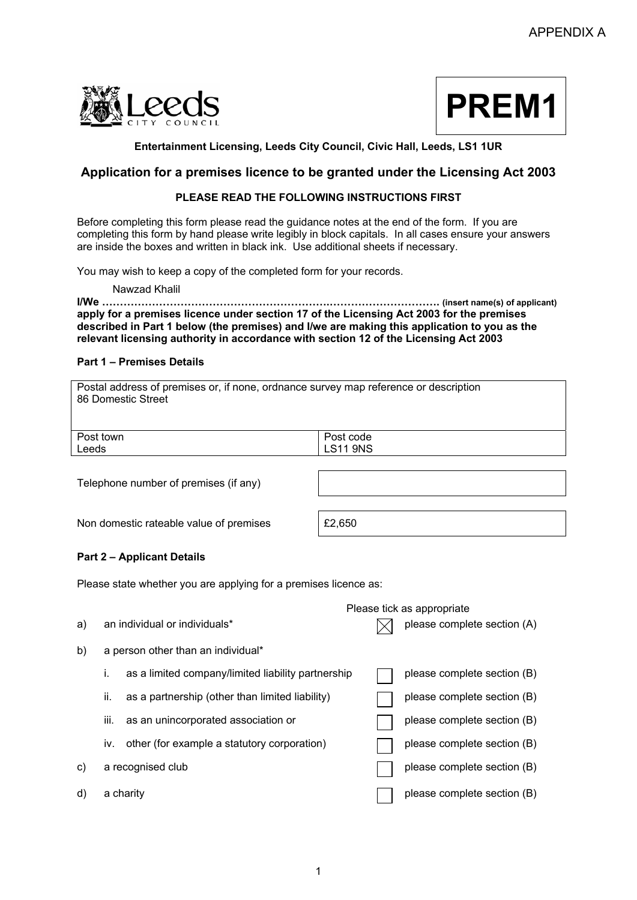APPENDIX A

Leeds City Council

**PREM1**

**Entertainment Licensing, Leeds City Council, Civic Hall, Leeds, LS1 1UR**

## Application for a premises licence to be granted under the Licensing Act 2003

**PLEASE READ THE FOLLOWING INSTRUCTIONS FIRST**

Before completing this form please read the guidance notes at the end of the form. If you are completing this form by hand please write legibly in block capitals. In all cases ensure your answers are inside the boxes and written in black ink. Use additional sheets if necessary.

You may wish to keep a copy of the completed form for your records.

**I/We** Nawzad Khalil **(insert name(s) of applicant)**
**apply for a premises licence under section 17 of the Licensing Act 2003 for the premises described in Part 1 below (the premises) and I/we are making this application to you as the relevant licensing authority in accordance with section 12 of the Licensing Act 2003**

### Part 1 – Premises Details

| Postal address of premises or, if none, ordnance survey map reference or description<br>86 Domestic Street | |
|---|---|
| Post town<br>Leeds | Post code<br>LS11 9NS |

| | |
|---|---|
| Telephone number of premises (if any) | |
| Non domestic rateable value of premises | £2,650 |

### Part 2 – Applicant Details

Please state whether you are applying for a premises licence as:

| | | Please tick as appropriate | |
|---|---|---|---|
| a) | an individual or individuals* | ☒ | please complete section (A) |
| b) | a person other than an individual* | | |
| | i. as a limited company/limited liability partnership | ☐ | please complete section (B) |
| | ii. as a partnership (other than limited liability) | ☐ | please complete section (B) |
| | iii. as an unincorporated association or | ☐ | please complete section (B) |
| | iv. other (for example a statutory corporation) | ☐ | please complete section (B) |
| c) | a recognised club | ☐ | please complete section (B) |
| d) | a charity | ☐ | please complete section (B) |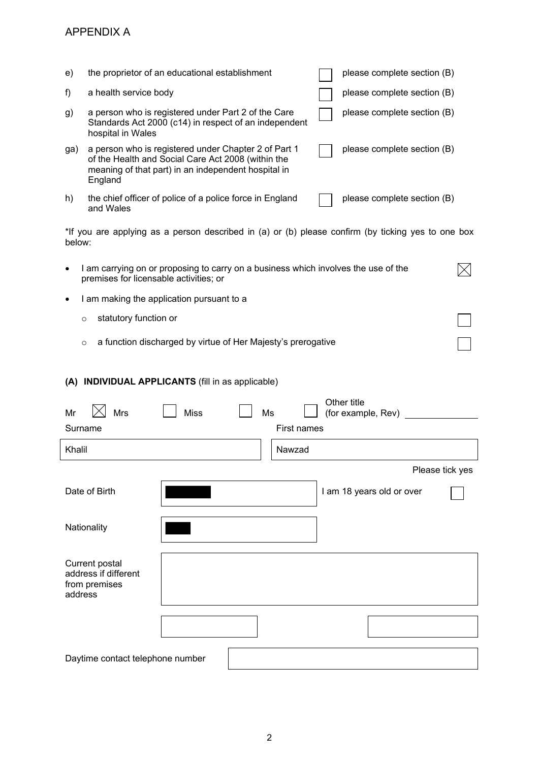APPENDIX A

| | | | |
|---|---|---|---|
| e) | the proprietor of an educational establishment | ☐ | please complete section (B) |
| f) | a health service body | ☐ | please complete section (B) |
| g) | a person who is registered under Part 2 of the Care Standards Act 2000 (c14) in respect of an independent hospital in Wales | ☐ | please complete section (B) |
| ga) | a person who is registered under Chapter 2 of Part 1 of the Health and Social Care Act 2008 (within the meaning of that part) in an independent hospital in England | ☐ | please complete section (B) |
| h) | the chief officer of police of a police force in England and Wales | ☐ | please complete section (B) |

*If you are applying as a person described in (a) or (b) please confirm (by ticking yes to one box below:

- I am carrying on or proposing to carry on a business which involves the use of the premises for licensable activities; or ☒
- I am making the application pursuant to a
  - statutory function or ☐
  - a function discharged by virtue of Her Majesty's prerogative ☐

**(A) INDIVIDUAL APPLICANTS** (fill in as applicable)

Mr ☒ Mrs ☐ Miss ☐ Ms ☐ Other title (for example, Rev) ______

| Surname | First names |
|---|---|
| Khalil | Nawzad |

Please tick yes

| | | | |
|---|---|---|---|
| Date of Birth | [redacted] | I am 18 years old or over | ☐ |
| Nationality | [redacted] | | |

Current postal address if different from premises address: 

Daytime contact telephone number: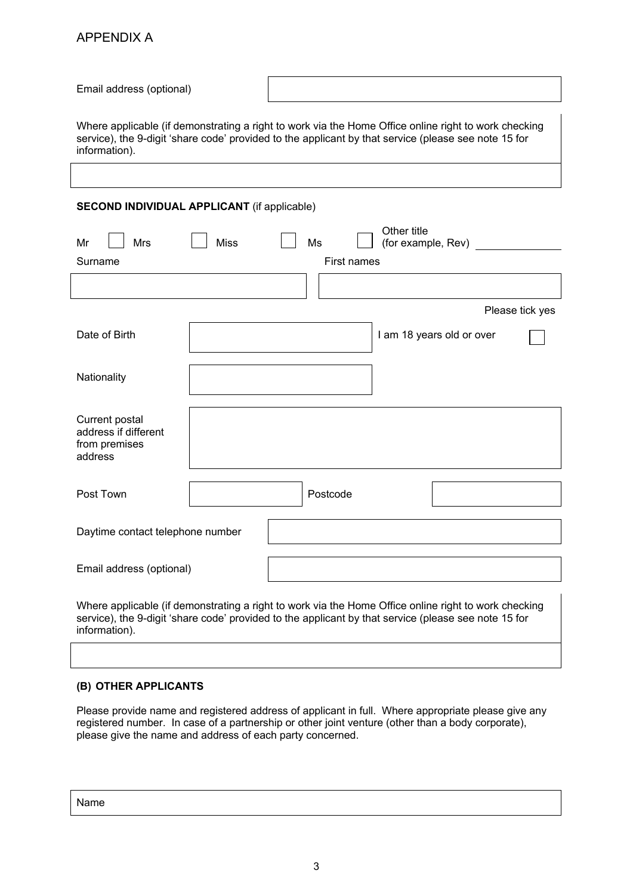APPENDIX A

| Email address (optional) | |
|---|---|

Where applicable (if demonstrating a right to work via the Home Office online right to work checking service), the 9-digit 'share code' provided to the applicant by that service (please see note 15 for information).

| |
|---|

**SECOND INDIVIDUAL APPLICANT** (if applicable)

Mr ☐ Mrs ☐ Miss ☐ Ms ☐ Other title (for example, Rev) ______

| Surname | First names |
|---|---|
| | |

| | | | Please tick yes |
|---|---|---|---|
| Date of Birth | | I am 18 years old or over | ☐ |
| Nationality | | | |

| Current postal address if different from premises address | |
|---|---|

| Post Town | | Postcode | |
|---|---|---|---|

| Daytime contact telephone number | |
|---|---|
| Email address (optional) | |

Where applicable (if demonstrating a right to work via the Home Office online right to work checking service), the 9-digit 'share code' provided to the applicant by that service (please see note 15 for information).

| |
|---|

**(B) OTHER APPLICANTS**

Please provide name and registered address of applicant in full. Where appropriate please give any registered number. In case of a partnership or other joint venture (other than a body corporate), please give the name and address of each party concerned.

| Name |
|---|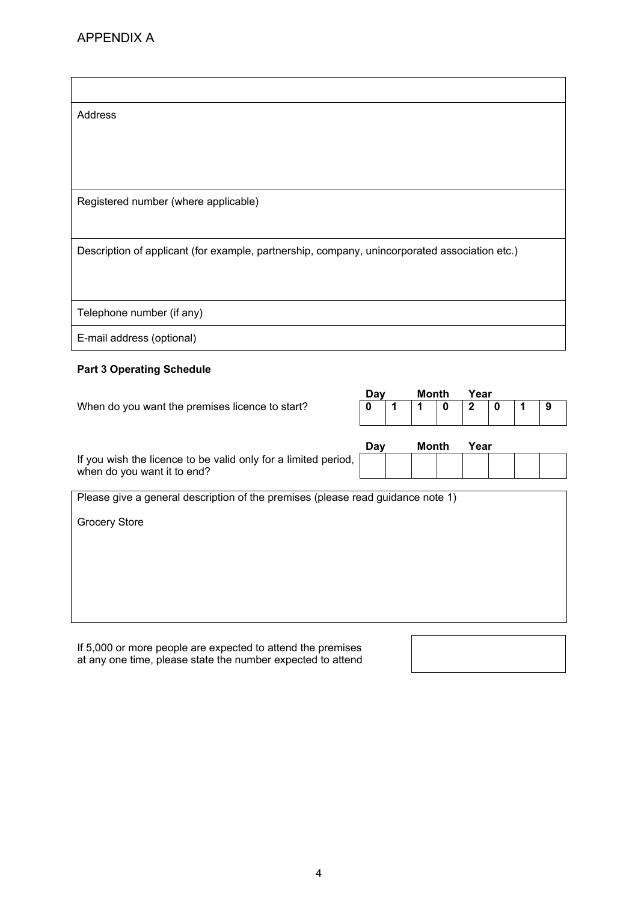APPENDIX A

| |
|---|
| |
| Address |
| Registered number (where applicable) |
| Description of applicant (for example, partnership, company, unincorporated association etc.) |
| Telephone number (if any) |
| E-mail address (optional) |

**Part 3 Operating Schedule**

When do you want the premises licence to start?

| Day | | Month | | Year | | | |
|---|---|---|---|---|---|---|---|
| 0 | 1 | 1 | 0 | 2 | 0 | 1 | 9 |

If you wish the licence to be valid only for a limited period, when do you want it to end?

| Day | | Month | | Year | | | |
|---|---|---|---|---|---|---|---|
| | | | | | | | |

Please give a general description of the premises (please read guidance note 1)

Grocery Store

If 5,000 or more people are expected to attend the premises at any one time, please state the number expected to attend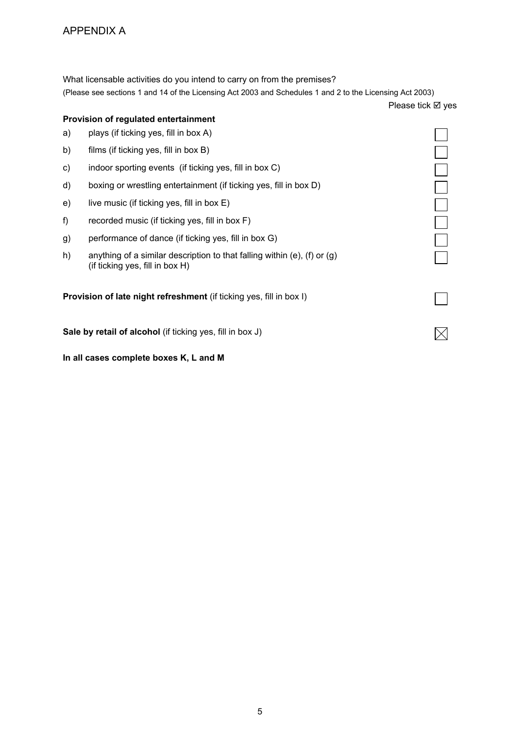APPENDIX A

What licensable activities do you intend to carry on from the premises?

(Please see sections 1 and 14 of the Licensing Act 2003 and Schedules 1 and 2 to the Licensing Act 2003)

Please tick ☑ yes

**Provision of regulated entertainment**

| | | |
|---|---|---|
| a) | plays (if ticking yes, fill in box A) | ☐ |
| b) | films (if ticking yes, fill in box B) | ☐ |
| c) | indoor sporting events (if ticking yes, fill in box C) | ☐ |
| d) | boxing or wrestling entertainment (if ticking yes, fill in box D) | ☐ |
| e) | live music (if ticking yes, fill in box E) | ☐ |
| f) | recorded music (if ticking yes, fill in box F) | ☐ |
| g) | performance of dance (if ticking yes, fill in box G) | ☐ |
| h) | anything of a similar description to that falling within (e), (f) or (g) (if ticking yes, fill in box H) | ☐ |

**Provision of late night refreshment** (if ticking yes, fill in box I) ☐

**Sale by retail of alcohol** (if ticking yes, fill in box J) ☒

**In all cases complete boxes K, L and M**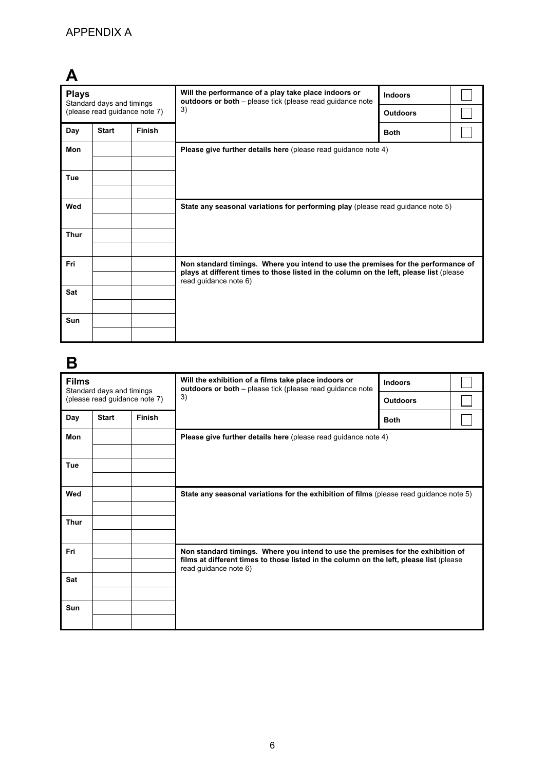APPENDIX A

# A

| **Plays**<br>Standard days and timings<br>(please read guidance note 7) | | | **Will the performance of a play take place indoors or outdoors or both** – please tick (please read guidance note 3) | **Indoors** | ☐ |
|---|---|---|---|---|---|
| | | | | **Outdoors** | ☐ |
| **Day** | **Start** | **Finish** | | **Both** | ☐ |
| **Mon** | | | **Please give further details here** (please read guidance note 4) | | |
| | | | | | |
| **Tue** | | | | | |
| | | | | | |
| **Wed** | | | **State any seasonal variations for performing play** (please read guidance note 5) | | |
| | | | | | |
| **Thur** | | | | | |
| | | | | | |
| **Fri** | | | **Non standard timings. Where you intend to use the premises for the performance of plays at different times to those listed in the column on the left, please list** (please read guidance note 6) | | |
| | | | | | |
| **Sat** | | | | | |
| | | | | | |
| **Sun** | | | | | |
| | | | | | |

# B

| **Films**<br>Standard days and timings<br>(please read guidance note 7) | | | **Will the exhibition of a films take place indoors or outdoors or both** – please tick (please read guidance note 3) | **Indoors** | ☐ |
|---|---|---|---|---|---|
| | | | | **Outdoors** | ☐ |
| **Day** | **Start** | **Finish** | | **Both** | ☐ |
| **Mon** | | | **Please give further details here** (please read guidance note 4) | | |
| | | | | | |
| **Tue** | | | | | |
| | | | | | |
| **Wed** | | | **State any seasonal variations for the exhibition of films** (please read guidance note 5) | | |
| | | | | | |
| **Thur** | | | | | |
| | | | | | |
| **Fri** | | | **Non standard timings. Where you intend to use the premises for the exhibition of films at different times to those listed in the column on the left, please list** (please read guidance note 6) | | |
| | | | | | |
| **Sat** | | | | | |
| | | | | | |
| **Sun** | | | | | |
| | | | | | |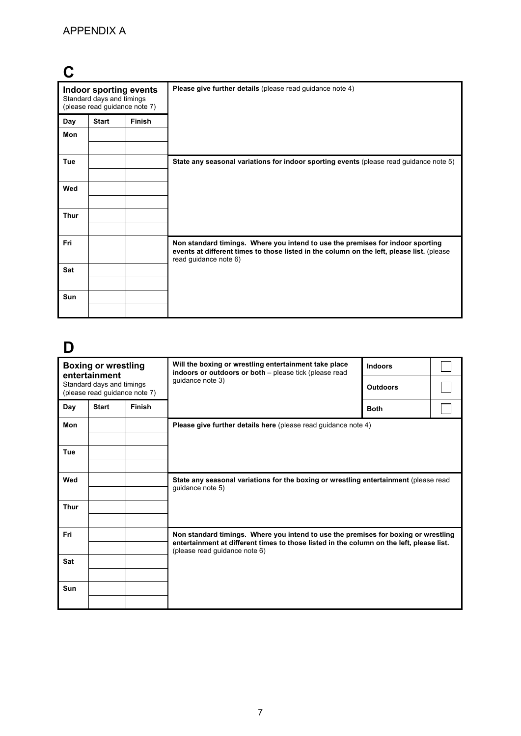APPENDIX A

# C

**Indoor sporting events**
Standard days and timings (please read guidance note 7)

| Day | Start | Finish |
|---|---|---|
| Mon | | |
| | | |
| Tue | | |
| | | |
| Wed | | |
| | | |
| Thur | | |
| | | |
| Fri | | |
| | | |
| Sat | | |
| | | |
| Sun | | |
| | | |

**Please give further details** (please read guidance note 4)

**State any seasonal variations for indoor sporting events** (please read guidance note 5)

**Non standard timings. Where you intend to use the premises for indoor sporting events at different times to those listed in the column on the left, please list.** (please read guidance note 6)

# D

**Boxing or wrestling entertainment**
Standard days and timings (please read guidance note 7)

| Day | Start | Finish |
|---|---|---|
| Mon | | |
| | | |
| Tue | | |
| | | |
| Wed | | |
| | | |
| Thur | | |
| | | |
| Fri | | |
| | | |
| Sat | | |
| | | |
| Sun | | |
| | | |

**Will the boxing or wrestling entertainment take place indoors or outdoors or both** – please tick (please read guidance note 3)

| | |
|---|---|
| **Indoors** | ☐ |
| **Outdoors** | ☐ |
| **Both** | ☐ |

**Please give further details here** (please read guidance note 4)

**State any seasonal variations for the boxing or wrestling entertainment** (please read guidance note 5)

**Non standard timings. Where you intend to use the premises for boxing or wrestling entertainment at different times to those listed in the column on the left, please list.** (please read guidance note 6)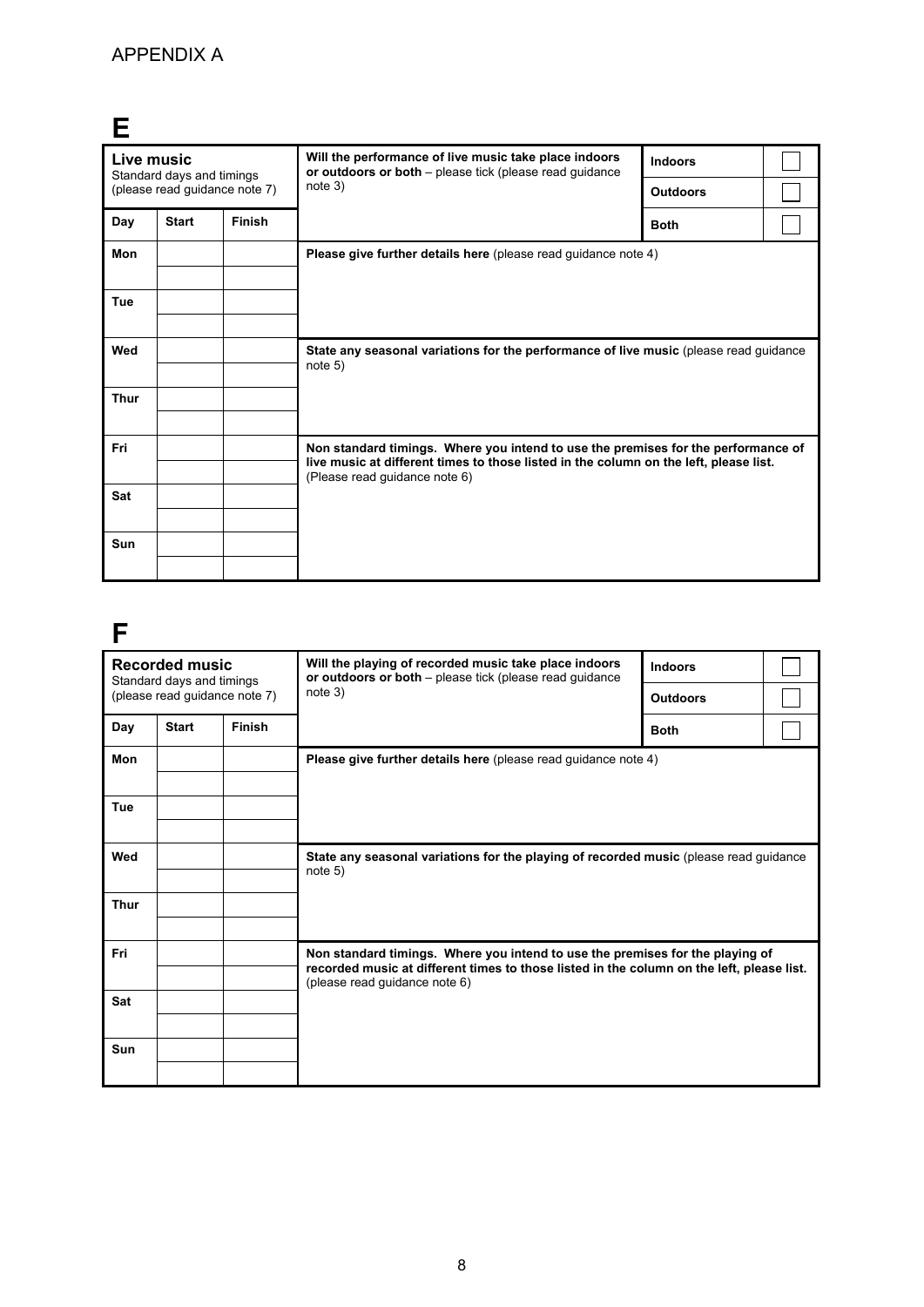APPENDIX A

# E

**Live music**
Standard days and timings
(please read guidance note 7)

| Day | Start | Finish |
|---|---|---|
| Mon | | |
| | | |
| Tue | | |
| | | |
| Wed | | |
| | | |
| Thur | | |
| | | |
| Fri | | |
| | | |
| Sat | | |
| | | |
| Sun | | |
| | | |

**Will the performance of live music take place indoors or outdoors or both** – please tick (please read guidance note 3)

| | |
|---|---|
| **Indoors** | ☐ |
| **Outdoors** | ☐ |
| **Both** | ☐ |

**Please give further details here** (please read guidance note 4)

**State any seasonal variations for the performance of live music** (please read guidance note 5)

**Non standard timings. Where you intend to use the premises for the performance of live music at different times to those listed in the column on the left, please list.** (Please read guidance note 6)

# F

**Recorded music**
Standard days and timings
(please read guidance note 7)

| Day | Start | Finish |
|---|---|---|
| Mon | | |
| | | |
| Tue | | |
| | | |
| Wed | | |
| | | |
| Thur | | |
| | | |
| Fri | | |
| | | |
| Sat | | |
| | | |
| Sun | | |
| | | |

**Will the playing of recorded music take place indoors or outdoors or both** – please tick (please read guidance note 3)

| | |
|---|---|
| **Indoors** | ☐ |
| **Outdoors** | ☐ |
| **Both** | ☐ |

**Please give further details here** (please read guidance note 4)

**State any seasonal variations for the playing of recorded music** (please read guidance note 5)

**Non standard timings. Where you intend to use the premises for the playing of recorded music at different times to those listed in the column on the left, please list.** (please read guidance note 6)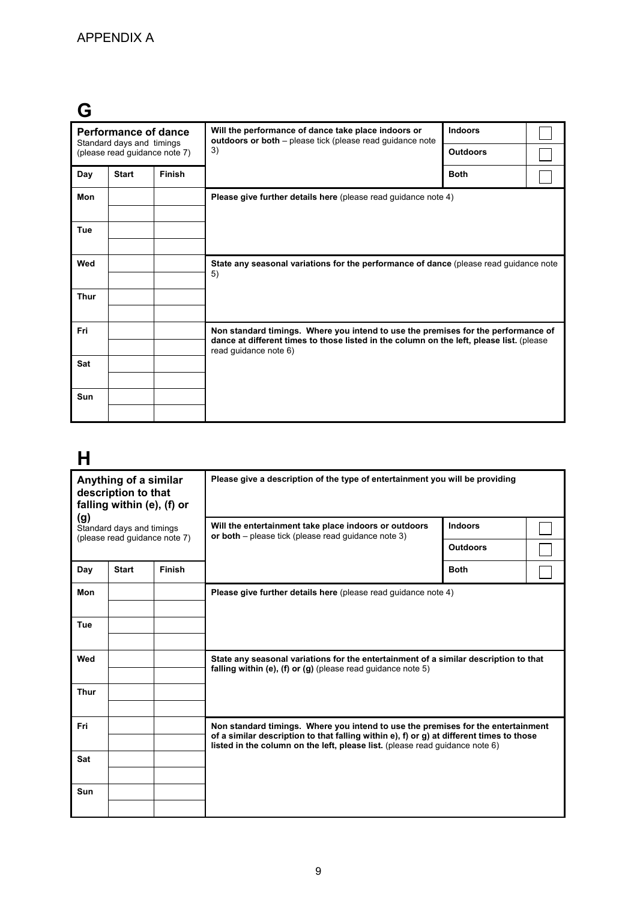APPENDIX A

## G

| **Performance of dance** Standard days and timings (please read guidance note 7) | | | **Will the performance of dance take place indoors or outdoors or both** – please tick (please read guidance note 3) | **Indoors** | ☐ |
|---|---|---|---|---|---|
| | | | | **Outdoors** | ☐ |
| **Day** | **Start** | **Finish** | | **Both** | ☐ |
| **Mon** | | | **Please give further details here** (please read guidance note 4) | | |
| | | | | | |
| **Tue** | | | | | |
| | | | | | |
| **Wed** | | | **State any seasonal variations for the performance of dance** (please read guidance note 5) | | |
| | | | | | |
| **Thur** | | | | | |
| | | | | | |
| **Fri** | | | **Non standard timings. Where you intend to use the premises for the performance of dance at different times to those listed in the column on the left, please list.** (please read guidance note 6) | | |
| | | | | | |
| **Sat** | | | | | |
| | | | | | |
| **Sun** | | | | | |
| | | | | | |

## H

| **Anything of a similar description to that falling within (e), (f) or (g)** Standard days and timings (please read guidance note 7) | | | **Please give a description of the type of entertainment you will be providing** | | |
|---|---|---|---|---|---|
| | | | **Will the entertainment take place indoors or outdoors or both** – please tick (please read guidance note 3) | **Indoors** | ☐ |
| | | | | **Outdoors** | ☐ |
| **Day** | **Start** | **Finish** | | **Both** | ☐ |
| **Mon** | | | **Please give further details here** (please read guidance note 4) | | |
| | | | | | |
| **Tue** | | | | | |
| | | | | | |
| **Wed** | | | **State any seasonal variations for the entertainment of a similar description to that falling within (e), (f) or (g)** (please read guidance note 5) | | |
| | | | | | |
| **Thur** | | | | | |
| | | | | | |
| **Fri** | | | **Non standard timings. Where you intend to use the premises for the entertainment of a similar description to that falling within e), f) or g) at different times to those listed in the column on the left, please list.** (please read guidance note 6) | | |
| | | | | | |
| **Sat** | | | | | |
| | | | | | |
| **Sun** | | | | | |
| | | | | | |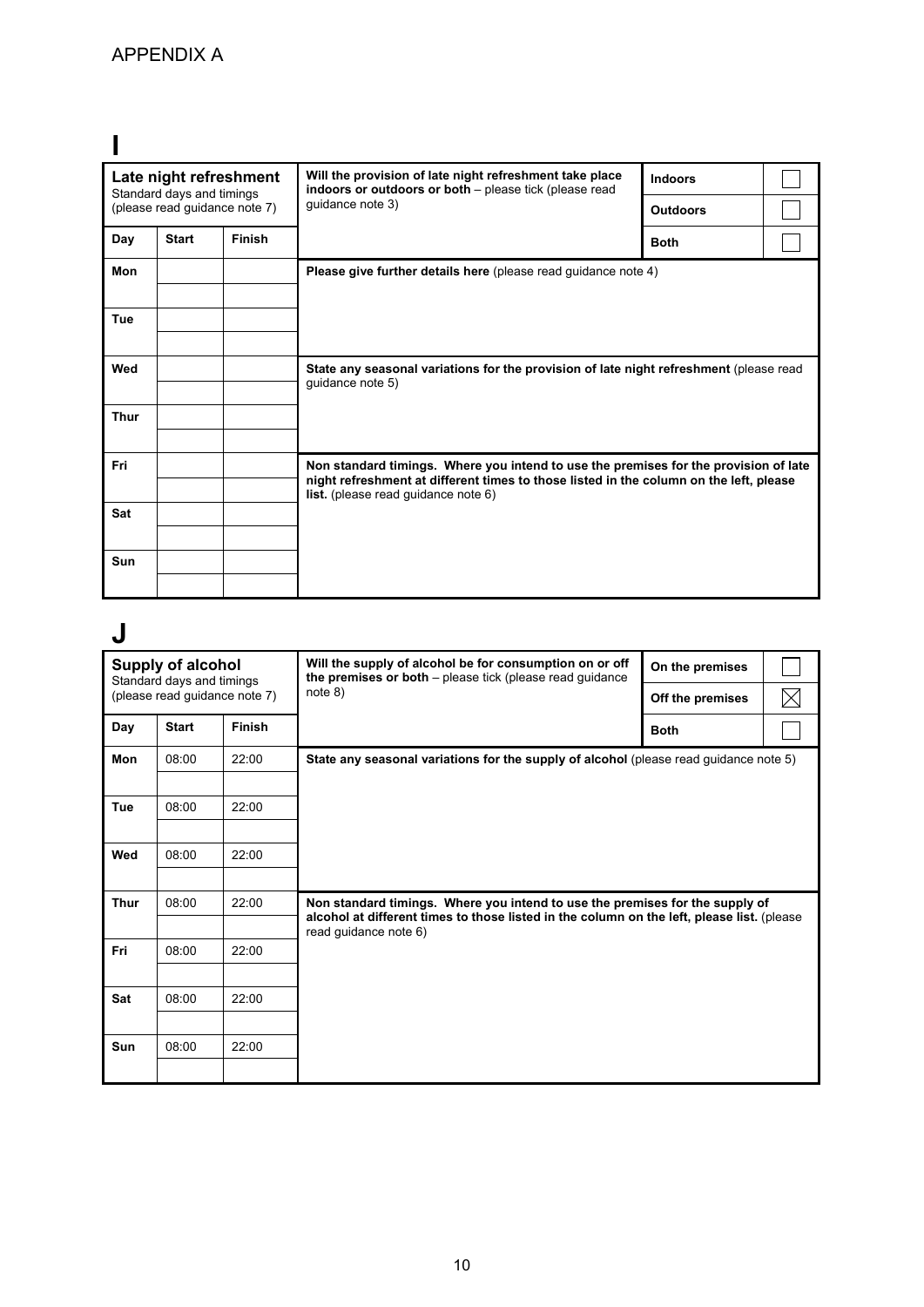APPENDIX A

# I

| **Late night refreshment** Standard days and timings (please read guidance note 7) | | | **Will the provision of late night refreshment take place indoors or outdoors or both** – please tick (please read guidance note 3) | | |
|---|---|---|---|---|---|
| | | | | **Indoors** | ☐ |
| | | | | **Outdoors** | ☐ |
| **Day** | **Start** | **Finish** | | **Both** | ☐ |
| **Mon** | | | **Please give further details here** (please read guidance note 4) | | |
| | | | | | |
| **Tue** | | | | | |
| | | | | | |
| **Wed** | | | **State any seasonal variations for the provision of late night refreshment** (please read guidance note 5) | | |
| | | | | | |
| **Thur** | | | | | |
| | | | | | |
| **Fri** | | | **Non standard timings. Where you intend to use the premises for the provision of late night refreshment at different times to those listed in the column on the left, please list.** (please read guidance note 6) | | |
| | | | | | |
| **Sat** | | | | | |
| | | | | | |
| **Sun** | | | | | |
| | | | | | |

# J

| **Supply of alcohol** Standard days and timings (please read guidance note 7) | | | **Will the supply of alcohol be for consumption on or off the premises or both** – please tick (please read guidance note 8) | | |
|---|---|---|---|---|---|
| | | | | **On the premises** | ☐ |
| | | | | **Off the premises** | ☒ |
| **Day** | **Start** | **Finish** | | **Both** | ☐ |
| **Mon** | 08:00 | 22:00 | **State any seasonal variations for the supply of alcohol** (please read guidance note 5) | | |
| | | | | | |
| **Tue** | 08:00 | 22:00 | | | |
| | | | | | |
| **Wed** | 08:00 | 22:00 | | | |
| | | | | | |
| **Thur** | 08:00 | 22:00 | **Non standard timings. Where you intend to use the premises for the supply of alcohol at different times to those listed in the column on the left, please list.** (please read guidance note 6) | | |
| | | | | | |
| **Fri** | 08:00 | 22:00 | | | |
| | | | | | |
| **Sat** | 08:00 | 22:00 | | | |
| | | | | | |
| **Sun** | 08:00 | 22:00 | | | |
| | | | | | |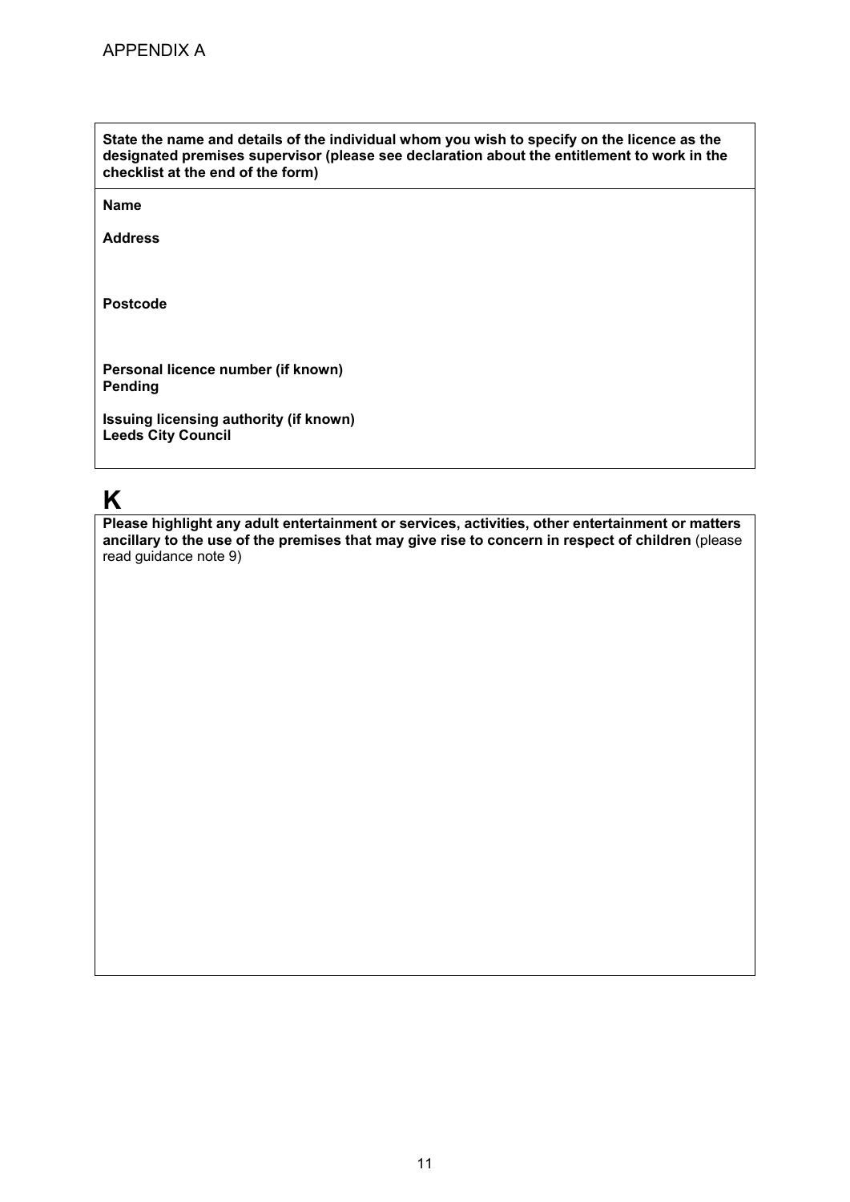APPENDIX A

**State the name and details of the individual whom you wish to specify on the licence as the designated premises supervisor (please see declaration about the entitlement to work in the checklist at the end of the form)**

**Name**

**Address**

**Postcode**

**Personal licence number (if known)**
**Pending**

**Issuing licensing authority (if known)**
**Leeds City Council**

# K

**Please highlight any adult entertainment or services, activities, other entertainment or matters ancillary to the use of the premises that may give rise to concern in respect of children** (please read guidance note 9)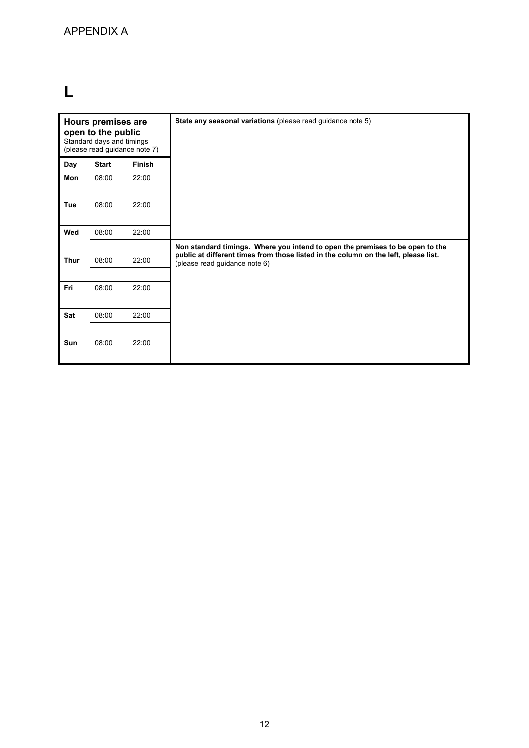APPENDIX A

# L

| Hours premises are open to the public<br>Standard days and timings<br>(please read guidance note 7) | | | State any seasonal variations (please read guidance note 5) |
|---|---|---|---|
| **Day** | **Start** | **Finish** | |
| **Mon** | 08:00 | 22:00 | |
| | | | |
| **Tue** | 08:00 | 22:00 | |
| | | | |
| **Wed** | 08:00 | 22:00 | |
| | | | **Non standard timings. Where you intend to open the premises to be open to the public at different times from those listed in the column on the left, please list.** (please read guidance note 6) |
| **Thur** | 08:00 | 22:00 | |
| | | | |
| **Fri** | 08:00 | 22:00 | |
| | | | |
| **Sat** | 08:00 | 22:00 | |
| | | | |
| **Sun** | 08:00 | 22:00 | |
| | | | |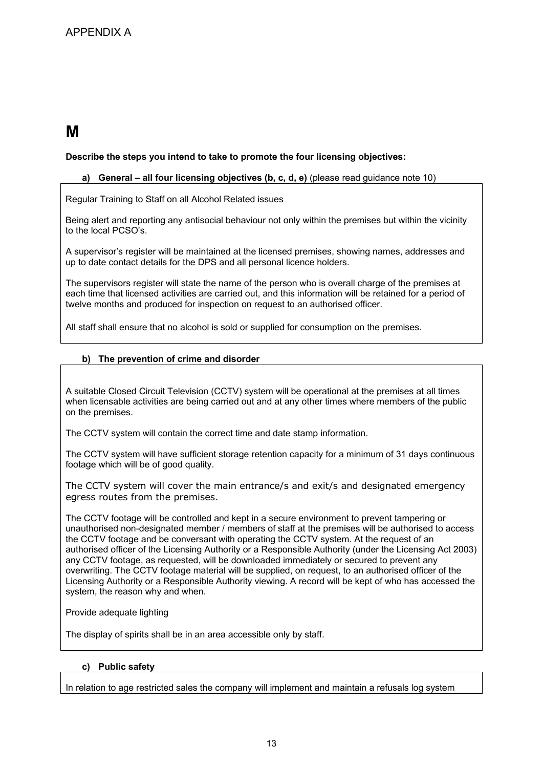APPENDIX A

# M

**Describe the steps you intend to take to promote the four licensing objectives:**

**a) General – all four licensing objectives (b, c, d, e)** (please read guidance note 10)

Regular Training to Staff on all Alcohol Related issues

Being alert and reporting any antisocial behaviour not only within the premises but within the vicinity to the local PCSO's.

A supervisor's register will be maintained at the licensed premises, showing names, addresses and up to date contact details for the DPS and all personal licence holders.

The supervisors register will state the name of the person who is overall charge of the premises at each time that licensed activities are carried out, and this information will be retained for a period of twelve months and produced for inspection on request to an authorised officer.

All staff shall ensure that no alcohol is sold or supplied for consumption on the premises.

**b) The prevention of crime and disorder**

A suitable Closed Circuit Television (CCTV) system will be operational at the premises at all times when licensable activities are being carried out and at any other times where members of the public on the premises.

The CCTV system will contain the correct time and date stamp information.

The CCTV system will have sufficient storage retention capacity for a minimum of 31 days continuous footage which will be of good quality.

The CCTV system will cover the main entrance/s and exit/s and designated emergency egress routes from the premises.

The CCTV footage will be controlled and kept in a secure environment to prevent tampering or unauthorised non-designated member / members of staff at the premises will be authorised to access the CCTV footage and be conversant with operating the CCTV system. At the request of an authorised officer of the Licensing Authority or a Responsible Authority (under the Licensing Act 2003) any CCTV footage, as requested, will be downloaded immediately or secured to prevent any overwriting. The CCTV footage material will be supplied, on request, to an authorised officer of the Licensing Authority or a Responsible Authority viewing. A record will be kept of who has accessed the system, the reason why and when.

Provide adequate lighting

The display of spirits shall be in an area accessible only by staff.

**c) Public safety**

In relation to age restricted sales the company will implement and maintain a refusals log system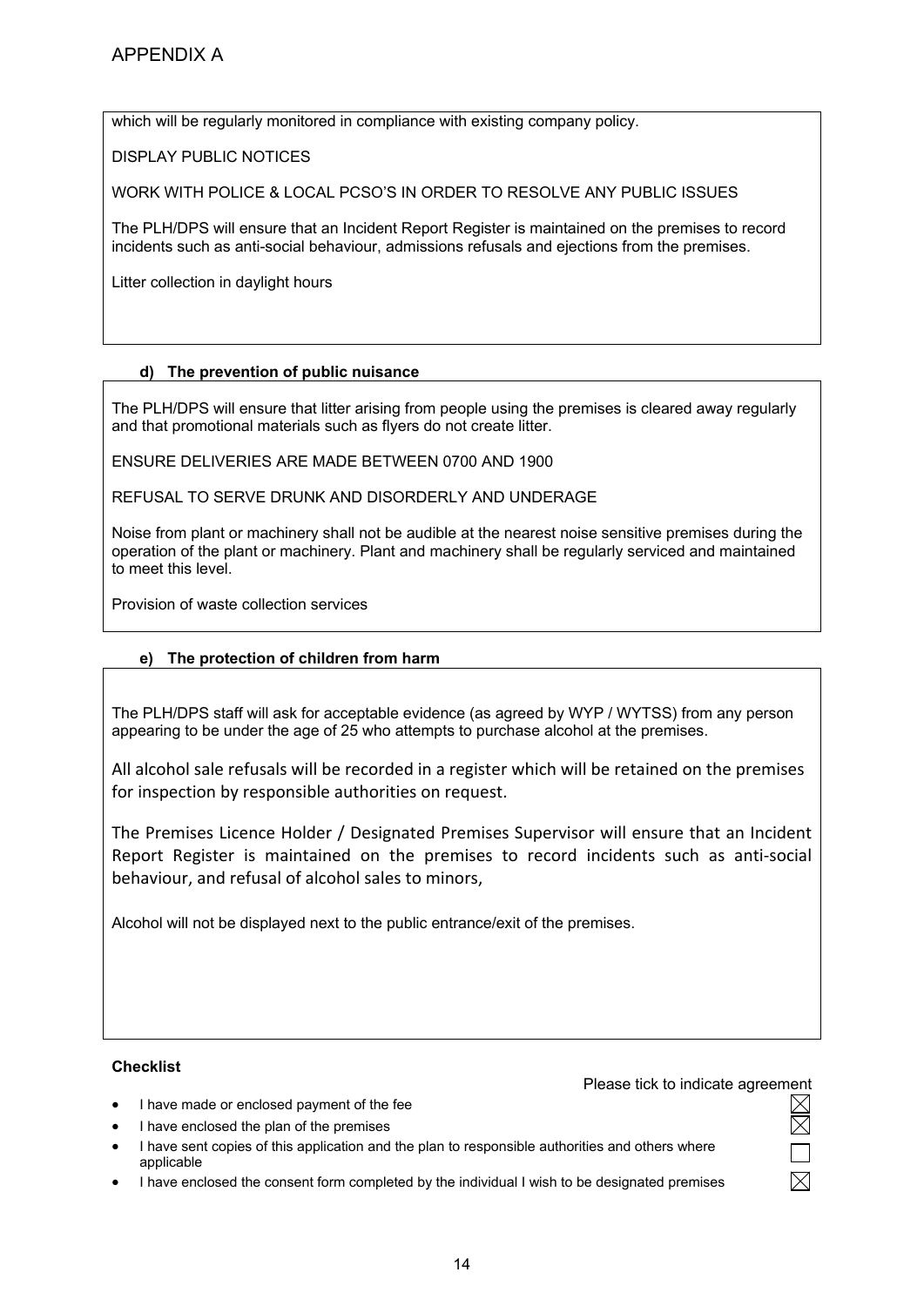which will be regularly monitored in compliance with existing company policy.

DISPLAY PUBLIC NOTICES

WORK WITH POLICE & LOCAL PCSO'S IN ORDER TO RESOLVE ANY PUBLIC ISSUES

The PLH/DPS will ensure that an Incident Report Register is maintained on the premises to record incidents such as anti-social behaviour, admissions refusals and ejections from the premises.

Litter collection in daylight hours

**d) The prevention of public nuisance**

The PLH/DPS will ensure that litter arising from people using the premises is cleared away regularly and that promotional materials such as flyers do not create litter.

ENSURE DELIVERIES ARE MADE BETWEEN 0700 AND 1900

REFUSAL TO SERVE DRUNK AND DISORDERLY AND UNDERAGE

Noise from plant or machinery shall not be audible at the nearest noise sensitive premises during the operation of the plant or machinery. Plant and machinery shall be regularly serviced and maintained to meet this level.

Provision of waste collection services

**e) The protection of children from harm**

The PLH/DPS staff will ask for acceptable evidence (as agreed by WYP / WYTSS) from any person appearing to be under the age of 25 who attempts to purchase alcohol at the premises.

All alcohol sale refusals will be recorded in a register which will be retained on the premises for inspection by responsible authorities on request.

The Premises Licence Holder / Designated Premises Supervisor will ensure that an Incident Report Register is maintained on the premises to record incidents such as anti-social behaviour, and refusal of alcohol sales to minors,

Alcohol will not be displayed next to the public entrance/exit of the premises.

**Checklist**

Please tick to indicate agreement

- I have made or enclosed payment of the fee ☒
- I have enclosed the plan of the premises ☒
- I have sent copies of this application and the plan to responsible authorities and others where applicable ☐
- I have enclosed the consent form completed by the individual I wish to be designated premises ☒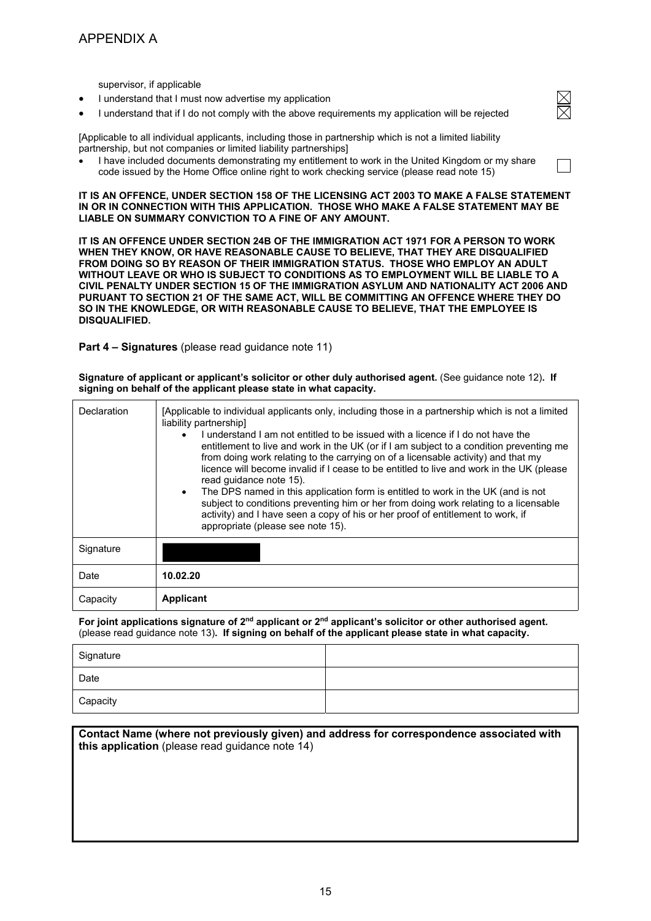APPENDIX A

supervisor, if applicable

- I understand that I must now advertise my application ☒
- I understand that if I do not comply with the above requirements my application will be rejected ☒

[Applicable to all individual applicants, including those in partnership which is not a limited liability partnership, but not companies or limited liability partnerships]

- I have included documents demonstrating my entitlement to work in the United Kingdom or my share code issued by the Home Office online right to work checking service (please read note 15) ☐

**IT IS AN OFFENCE, UNDER SECTION 158 OF THE LICENSING ACT 2003 TO MAKE A FALSE STATEMENT IN OR IN CONNECTION WITH THIS APPLICATION. THOSE WHO MAKE A FALSE STATEMENT MAY BE LIABLE ON SUMMARY CONVICTION TO A FINE OF ANY AMOUNT.**

**IT IS AN OFFENCE UNDER SECTION 24B OF THE IMMIGRATION ACT 1971 FOR A PERSON TO WORK WHEN THEY KNOW, OR HAVE REASONABLE CAUSE TO BELIEVE, THAT THEY ARE DISQUALIFIED FROM DOING SO BY REASON OF THEIR IMMIGRATION STATUS. THOSE WHO EMPLOY AN ADULT WITHOUT LEAVE OR WHO IS SUBJECT TO CONDITIONS AS TO EMPLOYMENT WILL BE LIABLE TO A CIVIL PENALTY UNDER SECTION 15 OF THE IMMIGRATION ASYLUM AND NATIONALITY ACT 2006 AND PURUANT TO SECTION 21 OF THE SAME ACT, WILL BE COMMITTING AN OFFENCE WHERE THEY DO SO IN THE KNOWLEDGE, OR WITH REASONABLE CAUSE TO BELIEVE, THAT THE EMPLOYEE IS DISQUALIFIED.**

**Part 4 – Signatures** (please read guidance note 11)

**Signature of applicant or applicant's solicitor or other duly authorised agent.** (See guidance note 12)**. If signing on behalf of the applicant please state in what capacity.**

| Declaration | [Applicable to individual applicants only, including those in a partnership which is not a limited liability partnership]<br>• I understand I am not entitled to be issued with a licence if I do not have the entitlement to live and work in the UK (or if I am subject to a condition preventing me from doing work relating to the carrying on of a licensable activity) and that my licence will become invalid if I cease to be entitled to live and work in the UK (please read guidance note 15).<br>• The DPS named in this application form is entitled to work in the UK (and is not subject to conditions preventing him or her from doing work relating to a licensable activity) and I have seen a copy of his or her proof of entitlement to work, if appropriate (please see note 15). |
|---|---|
| Signature | [redacted] |
| Date | **10.02.20** |
| Capacity | **Applicant** |

**For joint applications signature of 2nd applicant or 2nd applicant's solicitor or other authorised agent.** (please read guidance note 13)**. If signing on behalf of the applicant please state in what capacity.**

| Signature | |
|---|---|
| Date | |
| Capacity | |

**Contact Name (where not previously given) and address for correspondence associated with this application** (please read guidance note 14)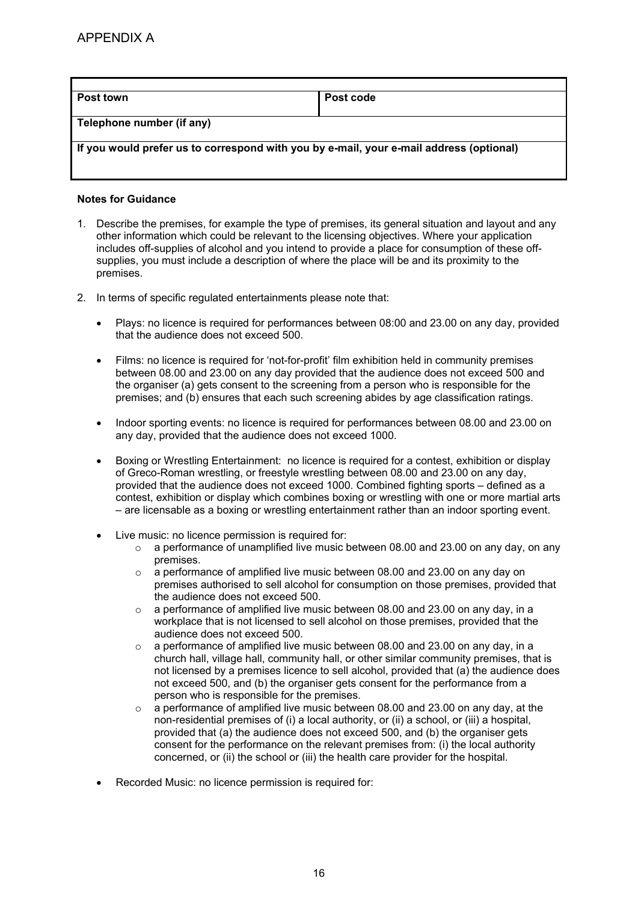APPENDIX A

| Post town | Post code |
|---|---|
| **Telephone number (if any)** | |
| **If you would prefer us to correspond with you by e-mail, your e-mail address (optional)** | |

**Notes for Guidance**

1. Describe the premises, for example the type of premises, its general situation and layout and any other information which could be relevant to the licensing objectives. Where your application includes off-supplies of alcohol and you intend to provide a place for consumption of these off-supplies, you must include a description of where the place will be and its proximity to the premises.

2. In terms of specific regulated entertainments please note that:

   - Plays: no licence is required for performances between 08:00 and 23.00 on any day, provided that the audience does not exceed 500.

   - Films: no licence is required for 'not-for-profit' film exhibition held in community premises between 08.00 and 23.00 on any day provided that the audience does not exceed 500 and the organiser (a) gets consent to the screening from a person who is responsible for the premises; and (b) ensures that each such screening abides by age classification ratings.

   - Indoor sporting events: no licence is required for performances between 08.00 and 23.00 on any day, provided that the audience does not exceed 1000.

   - Boxing or Wrestling Entertainment: no licence is required for a contest, exhibition or display of Greco-Roman wrestling, or freestyle wrestling between 08.00 and 23.00 on any day, provided that the audience does not exceed 1000. Combined fighting sports – defined as a contest, exhibition or display which combines boxing or wrestling with one or more martial arts – are licensable as a boxing or wrestling entertainment rather than an indoor sporting event.

   - Live music: no licence permission is required for:
     - a performance of unamplified live music between 08.00 and 23.00 on any day, on any premises.
     - a performance of amplified live music between 08.00 and 23.00 on any day on premises authorised to sell alcohol for consumption on those premises, provided that the audience does not exceed 500.
     - a performance of amplified live music between 08.00 and 23.00 on any day, in a workplace that is not licensed to sell alcohol on those premises, provided that the audience does not exceed 500.
     - a performance of amplified live music between 08.00 and 23.00 on any day, in a church hall, village hall, community hall, or other similar community premises, that is not licensed by a premises licence to sell alcohol, provided that (a) the audience does not exceed 500, and (b) the organiser gets consent for the performance from a person who is responsible for the premises.
     - a performance of amplified live music between 08.00 and 23.00 on any day, at the non-residential premises of (i) a local authority, or (ii) a school, or (iii) a hospital, provided that (a) the audience does not exceed 500, and (b) the organiser gets consent for the performance on the relevant premises from: (i) the local authority concerned, or (ii) the school or (iii) the health care provider for the hospital.

   - Recorded Music: no licence permission is required for: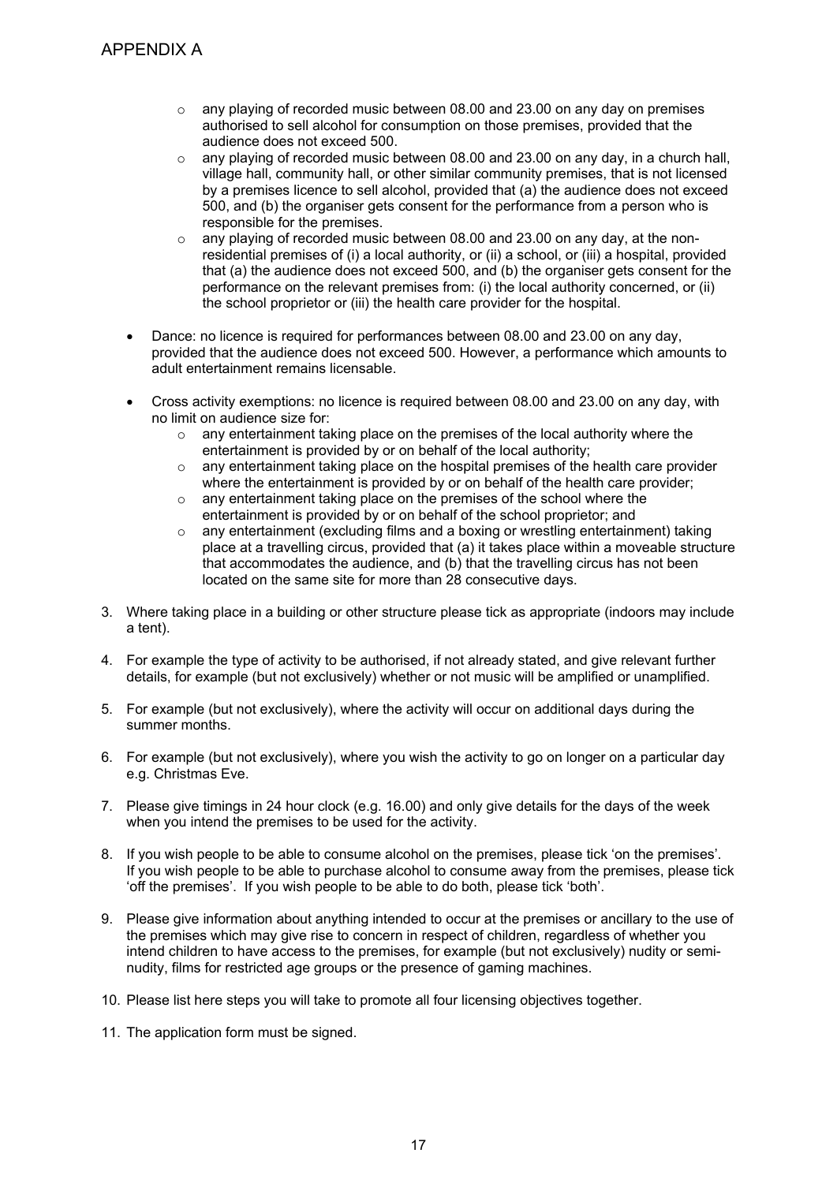APPENDIX A

    - any playing of recorded music between 08.00 and 23.00 on any day on premises authorised to sell alcohol for consumption on those premises, provided that the audience does not exceed 500.
    - any playing of recorded music between 08.00 and 23.00 on any day, in a church hall, village hall, community hall, or other similar community premises, that is not licensed by a premises licence to sell alcohol, provided that (a) the audience does not exceed 500, and (b) the organiser gets consent for the performance from a person who is responsible for the premises.
    - any playing of recorded music between 08.00 and 23.00 on any day, at the non-residential premises of (i) a local authority, or (ii) a school, or (iii) a hospital, provided that (a) the audience does not exceed 500, and (b) the organiser gets consent for the performance on the relevant premises from: (i) the local authority concerned, or (ii) the school proprietor or (iii) the health care provider for the hospital.

- Dance: no licence is required for performances between 08.00 and 23.00 on any day, provided that the audience does not exceed 500. However, a performance which amounts to adult entertainment remains licensable.

- Cross activity exemptions: no licence is required between 08.00 and 23.00 on any day, with no limit on audience size for:
    - any entertainment taking place on the premises of the local authority where the entertainment is provided by or on behalf of the local authority;
    - any entertainment taking place on the hospital premises of the health care provider where the entertainment is provided by or on behalf of the health care provider;
    - any entertainment taking place on the premises of the school where the entertainment is provided by or on behalf of the school proprietor; and
    - any entertainment (excluding films and a boxing or wrestling entertainment) taking place at a travelling circus, provided that (a) it takes place within a moveable structure that accommodates the audience, and (b) that the travelling circus has not been located on the same site for more than 28 consecutive days.

3. Where taking place in a building or other structure please tick as appropriate (indoors may include a tent).

4. For example the type of activity to be authorised, if not already stated, and give relevant further details, for example (but not exclusively) whether or not music will be amplified or unamplified.

5. For example (but not exclusively), where the activity will occur on additional days during the summer months.

6. For example (but not exclusively), where you wish the activity to go on longer on a particular day e.g. Christmas Eve.

7. Please give timings in 24 hour clock (e.g. 16.00) and only give details for the days of the week when you intend the premises to be used for the activity.

8. If you wish people to be able to consume alcohol on the premises, please tick 'on the premises'. If you wish people to be able to purchase alcohol to consume away from the premises, please tick 'off the premises'. If you wish people to be able to do both, please tick 'both'.

9. Please give information about anything intended to occur at the premises or ancillary to the use of the premises which may give rise to concern in respect of children, regardless of whether you intend children to have access to the premises, for example (but not exclusively) nudity or semi-nudity, films for restricted age groups or the presence of gaming machines.

10. Please list here steps you will take to promote all four licensing objectives together.

11. The application form must be signed.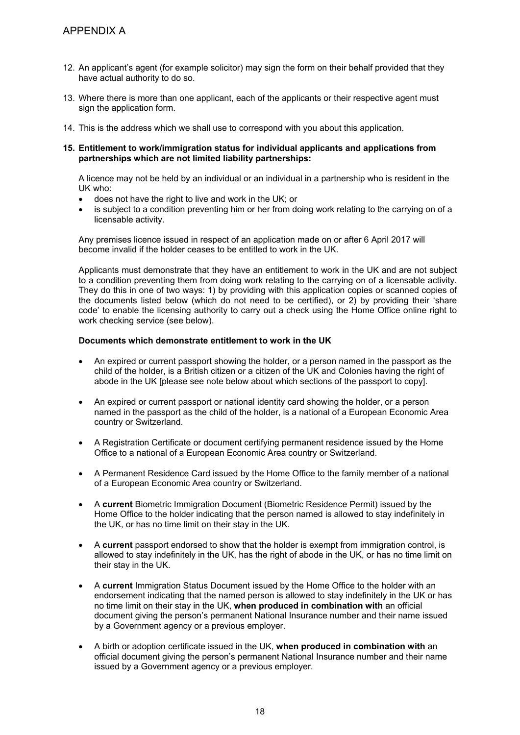12. An applicant's agent (for example solicitor) may sign the form on their behalf provided that they have actual authority to do so.

13. Where there is more than one applicant, each of the applicants or their respective agent must sign the application form.

14. This is the address which we shall use to correspond with you about this application.

**15. Entitlement to work/immigration status for individual applicants and applications from partnerships which are not limited liability partnerships:**

A licence may not be held by an individual or an individual in a partnership who is resident in the UK who:

- does not have the right to live and work in the UK; or
- is subject to a condition preventing him or her from doing work relating to the carrying on of a licensable activity.

Any premises licence issued in respect of an application made on or after 6 April 2017 will become invalid if the holder ceases to be entitled to work in the UK.

Applicants must demonstrate that they have an entitlement to work in the UK and are not subject to a condition preventing them from doing work relating to the carrying on of a licensable activity. They do this in one of two ways: 1) by providing with this application copies or scanned copies of the documents listed below (which do not need to be certified), or 2) by providing their 'share code' to enable the licensing authority to carry out a check using the Home Office online right to work checking service (see below).

**Documents which demonstrate entitlement to work in the UK**

- An expired or current passport showing the holder, or a person named in the passport as the child of the holder, is a British citizen or a citizen of the UK and Colonies having the right of abode in the UK [please see note below about which sections of the passport to copy].
- An expired or current passport or national identity card showing the holder, or a person named in the passport as the child of the holder, is a national of a European Economic Area country or Switzerland.
- A Registration Certificate or document certifying permanent residence issued by the Home Office to a national of a European Economic Area country or Switzerland.
- A Permanent Residence Card issued by the Home Office to the family member of a national of a European Economic Area country or Switzerland.
- A **current** Biometric Immigration Document (Biometric Residence Permit) issued by the Home Office to the holder indicating that the person named is allowed to stay indefinitely in the UK, or has no time limit on their stay in the UK.
- A **current** passport endorsed to show that the holder is exempt from immigration control, is allowed to stay indefinitely in the UK, has the right of abode in the UK, or has no time limit on their stay in the UK.
- A **current** Immigration Status Document issued by the Home Office to the holder with an endorsement indicating that the named person is allowed to stay indefinitely in the UK or has no time limit on their stay in the UK, **when produced in combination with** an official document giving the person's permanent National Insurance number and their name issued by a Government agency or a previous employer.
- A birth or adoption certificate issued in the UK, **when produced in combination with** an official document giving the person's permanent National Insurance number and their name issued by a Government agency or a previous employer.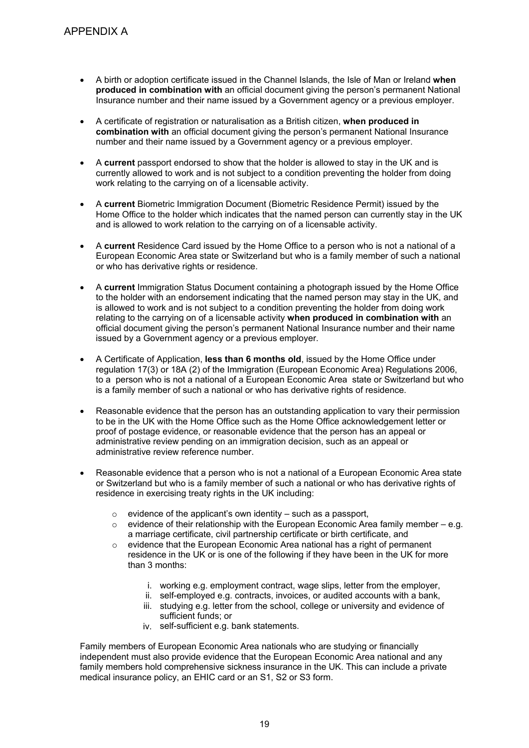# APPENDIX A

- A birth or adoption certificate issued in the Channel Islands, the Isle of Man or Ireland **when produced in combination with** an official document giving the person's permanent National Insurance number and their name issued by a Government agency or a previous employer.

- A certificate of registration or naturalisation as a British citizen, **when produced in combination with** an official document giving the person's permanent National Insurance number and their name issued by a Government agency or a previous employer.

- A **current** passport endorsed to show that the holder is allowed to stay in the UK and is currently allowed to work and is not subject to a condition preventing the holder from doing work relating to the carrying on of a licensable activity.

- A **current** Biometric Immigration Document (Biometric Residence Permit) issued by the Home Office to the holder which indicates that the named person can currently stay in the UK and is allowed to work relation to the carrying on of a licensable activity.

- A **current** Residence Card issued by the Home Office to a person who is not a national of a European Economic Area state or Switzerland but who is a family member of such a national or who has derivative rights or residence.

- A **current** Immigration Status Document containing a photograph issued by the Home Office to the holder with an endorsement indicating that the named person may stay in the UK, and is allowed to work and is not subject to a condition preventing the holder from doing work relating to the carrying on of a licensable activity **when produced in combination with** an official document giving the person's permanent National Insurance number and their name issued by a Government agency or a previous employer.

- A Certificate of Application, **less than 6 months old**, issued by the Home Office under regulation 17(3) or 18A (2) of the Immigration (European Economic Area) Regulations 2006, to a person who is not a national of a European Economic Area state or Switzerland but who is a family member of such a national or who has derivative rights of residence.

- Reasonable evidence that the person has an outstanding application to vary their permission to be in the UK with the Home Office such as the Home Office acknowledgement letter or proof of postage evidence, or reasonable evidence that the person has an appeal or administrative review pending on an immigration decision, such as an appeal or administrative review reference number.

- Reasonable evidence that a person who is not a national of a European Economic Area state or Switzerland but who is a family member of such a national or who has derivative rights of residence in exercising treaty rights in the UK including:
  - evidence of the applicant's own identity – such as a passport,
  - evidence of their relationship with the European Economic Area family member – e.g. a marriage certificate, civil partnership certificate or birth certificate, and
  - evidence that the European Economic Area national has a right of permanent residence in the UK or is one of the following if they have been in the UK for more than 3 months:
    1. working e.g. employment contract, wage slips, letter from the employer,
    2. self-employed e.g. contracts, invoices, or audited accounts with a bank,
    3. studying e.g. letter from the school, college or university and evidence of sufficient funds; or
    4. self-sufficient e.g. bank statements.

Family members of European Economic Area nationals who are studying or financially independent must also provide evidence that the European Economic Area national and any family members hold comprehensive sickness insurance in the UK. This can include a private medical insurance policy, an EHIC card or an S1, S2 or S3 form.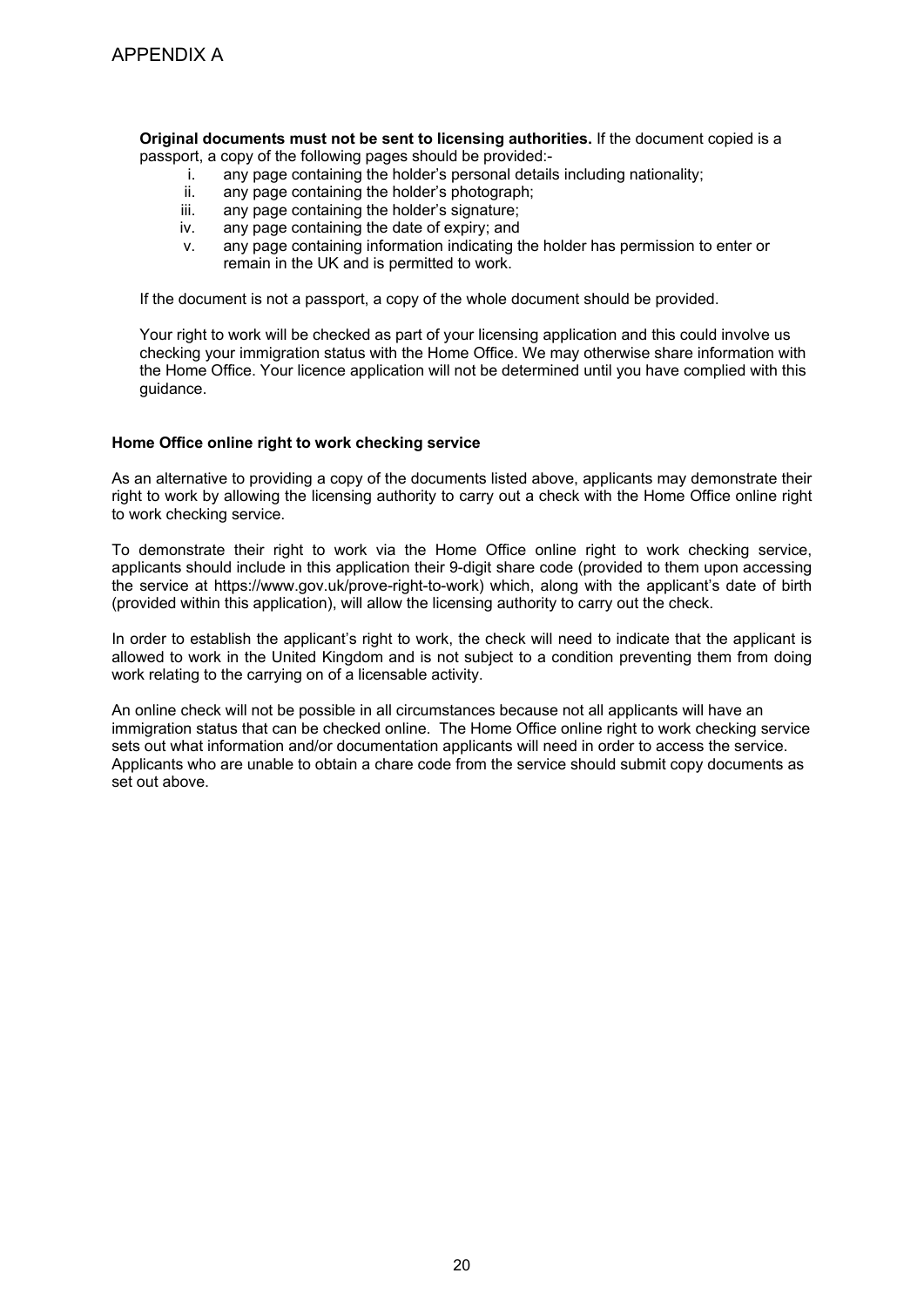# APPENDIX A

**Original documents must not be sent to licensing authorities.** If the document copied is a passport, a copy of the following pages should be provided:-

i. any page containing the holder's personal details including nationality;
ii. any page containing the holder's photograph;
iii. any page containing the holder's signature;
iv. any page containing the date of expiry; and
v. any page containing information indicating the holder has permission to enter or remain in the UK and is permitted to work.

If the document is not a passport, a copy of the whole document should be provided.

Your right to work will be checked as part of your licensing application and this could involve us checking your immigration status with the Home Office. We may otherwise share information with the Home Office. Your licence application will not be determined until you have complied with this guidance.

**Home Office online right to work checking service**

As an alternative to providing a copy of the documents listed above, applicants may demonstrate their right to work by allowing the licensing authority to carry out a check with the Home Office online right to work checking service.

To demonstrate their right to work via the Home Office online right to work checking service, applicants should include in this application their 9-digit share code (provided to them upon accessing the service at https://www.gov.uk/prove-right-to-work) which, along with the applicant's date of birth (provided within this application), will allow the licensing authority to carry out the check.

In order to establish the applicant's right to work, the check will need to indicate that the applicant is allowed to work in the United Kingdom and is not subject to a condition preventing them from doing work relating to the carrying on of a licensable activity.

An online check will not be possible in all circumstances because not all applicants will have an immigration status that can be checked online. The Home Office online right to work checking service sets out what information and/or documentation applicants will need in order to access the service. Applicants who are unable to obtain a chare code from the service should submit copy documents as set out above.